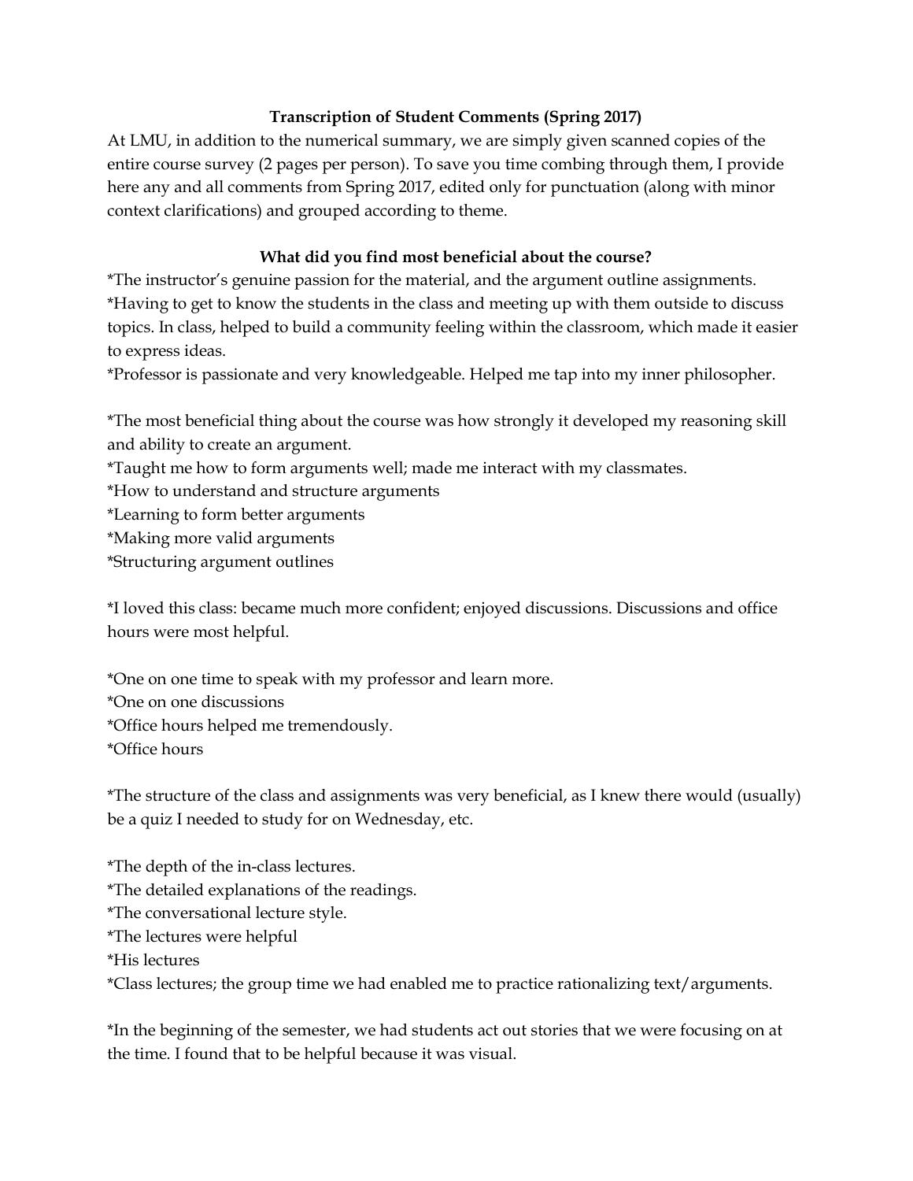**Transcription of Student Comments (Spring 2017)**

At LMU, in addition to the numerical summary, we are simply given scanned copies of the entire course survey (2 pages per person). To save you time combing through them, I provide here any and all comments from Spring 2017, edited only for punctuation (along with minor context clarifications) and grouped according to theme.

**What did you find most beneficial about the course?**

*The instructor's genuine passion for the material, and the argument outline assignments.
*Having to get to know the students in the class and meeting up with them outside to discuss topics. In class, helped to build a community feeling within the classroom, which made it easier to express ideas.
*Professor is passionate and very knowledgeable. Helped me tap into my inner philosopher.

*The most beneficial thing about the course was how strongly it developed my reasoning skill and ability to create an argument.
*Taught me how to form arguments well; made me interact with my classmates.
*How to understand and structure arguments
*Learning to form better arguments
*Making more valid arguments
*Structuring argument outlines

*I loved this class: became much more confident; enjoyed discussions. Discussions and office hours were most helpful.

*One on one time to speak with my professor and learn more.
*One on one discussions
*Office hours helped me tremendously.
*Office hours

*The structure of the class and assignments was very beneficial, as I knew there would (usually) be a quiz I needed to study for on Wednesday, etc.

*The depth of the in-class lectures.
*The detailed explanations of the readings.
*The conversational lecture style.
*The lectures were helpful
*His lectures
*Class lectures; the group time we had enabled me to practice rationalizing text/arguments.

*In the beginning of the semester, we had students act out stories that we were focusing on at the time. I found that to be helpful because it was visual.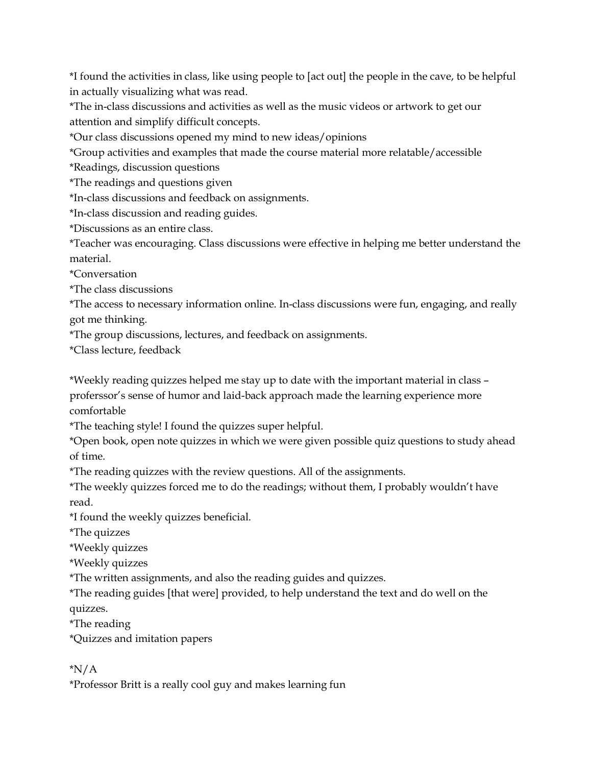*I found the activities in class, like using people to [act out] the people in the cave, to be helpful in actually visualizing what was read.
*The in-class discussions and activities as well as the music videos or artwork to get our attention and simplify difficult concepts.
*Our class discussions opened my mind to new ideas/opinions
*Group activities and examples that made the course material more relatable/accessible
*Readings, discussion questions
*The readings and questions given
*In-class discussions and feedback on assignments.
*In-class discussion and reading guides.
*Discussions as an entire class.
*Teacher was encouraging. Class discussions were effective in helping me better understand the material.
*Conversation
*The class discussions
*The access to necessary information online. In-class discussions were fun, engaging, and really got me thinking.
*The group discussions, lectures, and feedback on assignments.
*Class lecture, feedback

*Weekly reading quizzes helped me stay up to date with the important material in class – professsor's sense of humor and laid-back approach made the learning experience more comfortable
*The teaching style! I found the quizzes super helpful.
*Open book, open note quizzes in which we were given possible quiz questions to study ahead of time.
*The reading quizzes with the review questions. All of the assignments.
*The weekly quizzes forced me to do the readings; without them, I probably wouldn't have read.
*I found the weekly quizzes beneficial.
*The quizzes
*Weekly quizzes
*Weekly quizzes
*The written assignments, and also the reading guides and quizzes.
*The reading guides [that were] provided, to help understand the text and do well on the quizzes.
*The reading
*Quizzes and imitation papers

*N/A
*Professor Britt is a really cool guy and makes learning fun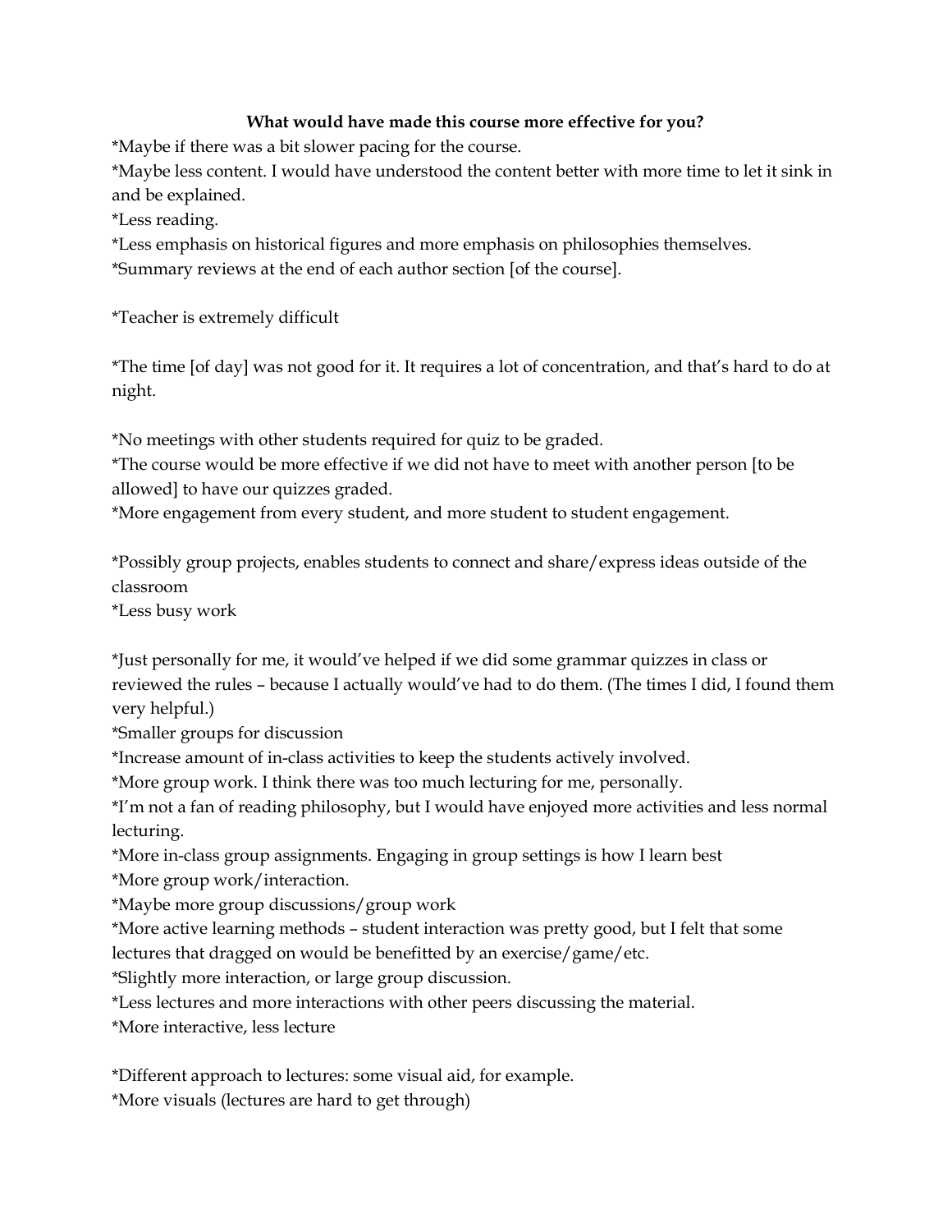**What would have made this course more effective for you?**

*Maybe if there was a bit slower pacing for the course.
*Maybe less content. I would have understood the content better with more time to let it sink in and be explained.
*Less reading.
*Less emphasis on historical figures and more emphasis on philosophies themselves.
*Summary reviews at the end of each author section [of the course].

*Teacher is extremely difficult

*The time [of day] was not good for it. It requires a lot of concentration, and that's hard to do at night.

*No meetings with other students required for quiz to be graded.
*The course would be more effective if we did not have to meet with another person [to be allowed] to have our quizzes graded.
*More engagement from every student, and more student to student engagement.

*Possibly group projects, enables students to connect and share/express ideas outside of the classroom
*Less busy work

*Just personally for me, it would've helped if we did some grammar quizzes in class or reviewed the rules – because I actually would've had to do them. (The times I did, I found them very helpful.)
*Smaller groups for discussion
*Increase amount of in-class activities to keep the students actively involved.
*More group work. I think there was too much lecturing for me, personally.
*I'm not a fan of reading philosophy, but I would have enjoyed more activities and less normal lecturing.
*More in-class group assignments. Engaging in group settings is how I learn best
*More group work/interaction.
*Maybe more group discussions/group work
*More active learning methods – student interaction was pretty good, but I felt that some lectures that dragged on would be benefitted by an exercise/game/etc.
*Slightly more interaction, or large group discussion.
*Less lectures and more interactions with other peers discussing the material.
*More interactive, less lecture

*Different approach to lectures: some visual aid, for example.
*More visuals (lectures are hard to get through)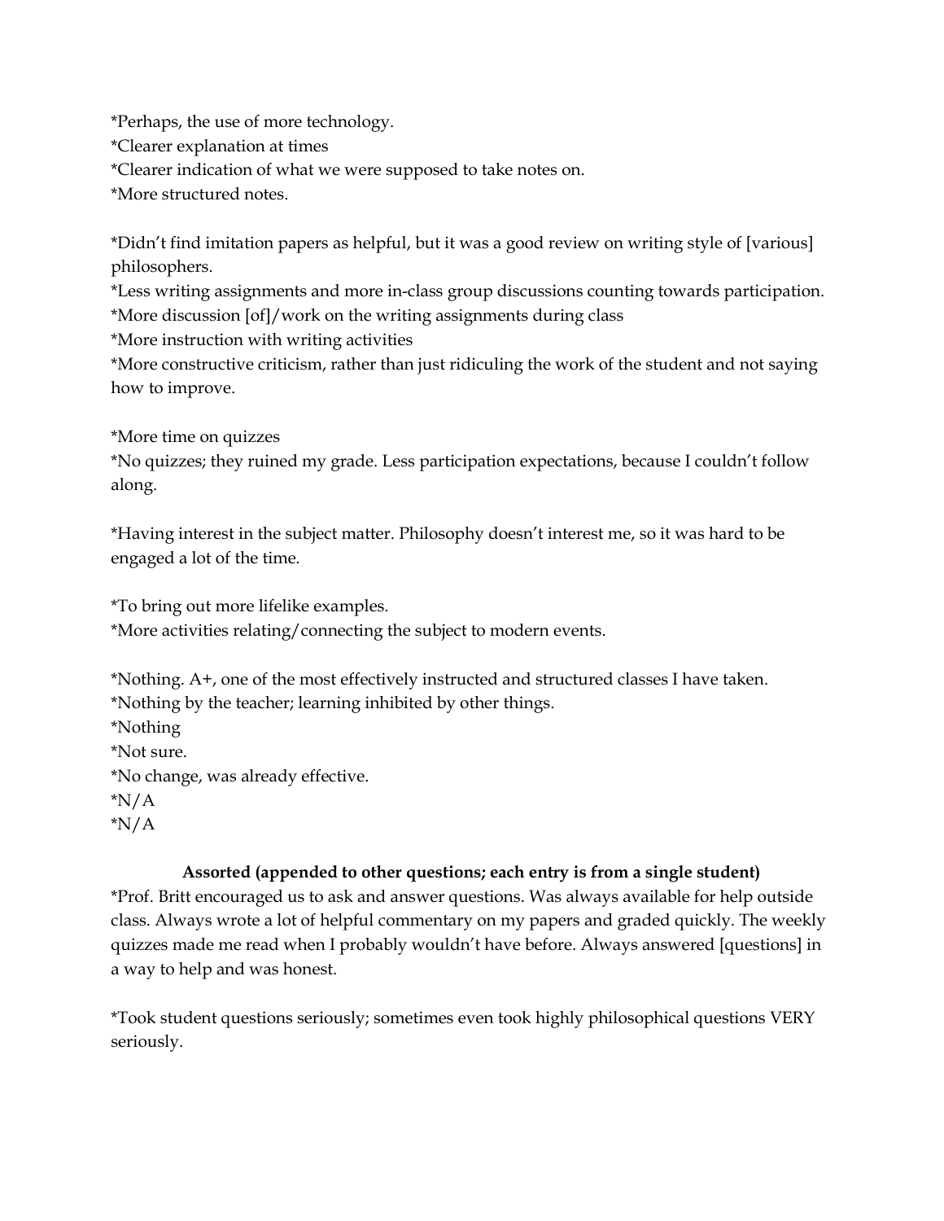*Perhaps, the use of more technology.
*Clearer explanation at times
*Clearer indication of what we were supposed to take notes on.
*More structured notes.

*Didn't find imitation papers as helpful, but it was a good review on writing style of [various] philosophers.
*Less writing assignments and more in-class group discussions counting towards participation.
*More discussion [of]/work on the writing assignments during class
*More instruction with writing activities
*More constructive criticism, rather than just ridiculing the work of the student and not saying how to improve.

*More time on quizzes
*No quizzes; they ruined my grade. Less participation expectations, because I couldn't follow along.

*Having interest in the subject matter. Philosophy doesn't interest me, so it was hard to be engaged a lot of the time.

*To bring out more lifelike examples.
*More activities relating/connecting the subject to modern events.

*Nothing. A+, one of the most effectively instructed and structured classes I have taken.
*Nothing by the teacher; learning inhibited by other things.
*Nothing
*Not sure.
*No change, was already effective.
*N/A
*N/A

**Assorted (appended to other questions; each entry is from a single student)**

*Prof. Britt encouraged us to ask and answer questions. Was always available for help outside class. Always wrote a lot of helpful commentary on my papers and graded quickly. The weekly quizzes made me read when I probably wouldn't have before. Always answered [questions] in a way to help and was honest.

*Took student questions seriously; sometimes even took highly philosophical questions VERY seriously.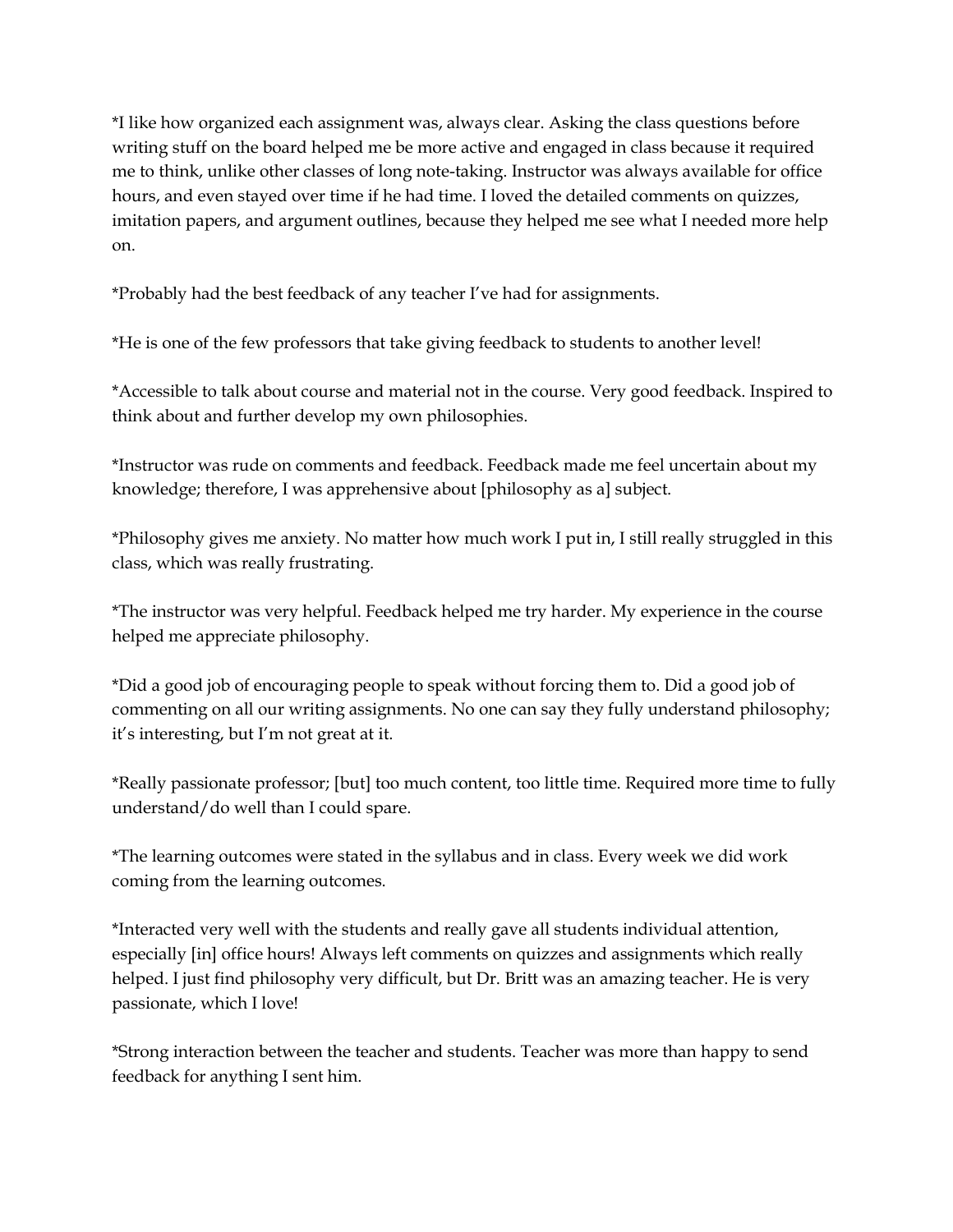*I like how organized each assignment was, always clear. Asking the class questions before writing stuff on the board helped me be more active and engaged in class because it required me to think, unlike other classes of long note-taking. Instructor was always available for office hours, and even stayed over time if he had time. I loved the detailed comments on quizzes, imitation papers, and argument outlines, because they helped me see what I needed more help on.

*Probably had the best feedback of any teacher I've had for assignments.

*He is one of the few professors that take giving feedback to students to another level!

*Accessible to talk about course and material not in the course. Very good feedback. Inspired to think about and further develop my own philosophies.

*Instructor was rude on comments and feedback. Feedback made me feel uncertain about my knowledge; therefore, I was apprehensive about [philosophy as a] subject.

*Philosophy gives me anxiety. No matter how much work I put in, I still really struggled in this class, which was really frustrating.

*The instructor was very helpful. Feedback helped me try harder. My experience in the course helped me appreciate philosophy.

*Did a good job of encouraging people to speak without forcing them to. Did a good job of commenting on all our writing assignments. No one can say they fully understand philosophy; it's interesting, but I'm not great at it.

*Really passionate professor; [but] too much content, too little time. Required more time to fully understand/do well than I could spare.

*The learning outcomes were stated in the syllabus and in class. Every week we did work coming from the learning outcomes.

*Interacted very well with the students and really gave all students individual attention, especially [in] office hours! Always left comments on quizzes and assignments which really helped. I just find philosophy very difficult, but Dr. Britt was an amazing teacher. He is very passionate, which I love!

*Strong interaction between the teacher and students. Teacher was more than happy to send feedback for anything I sent him.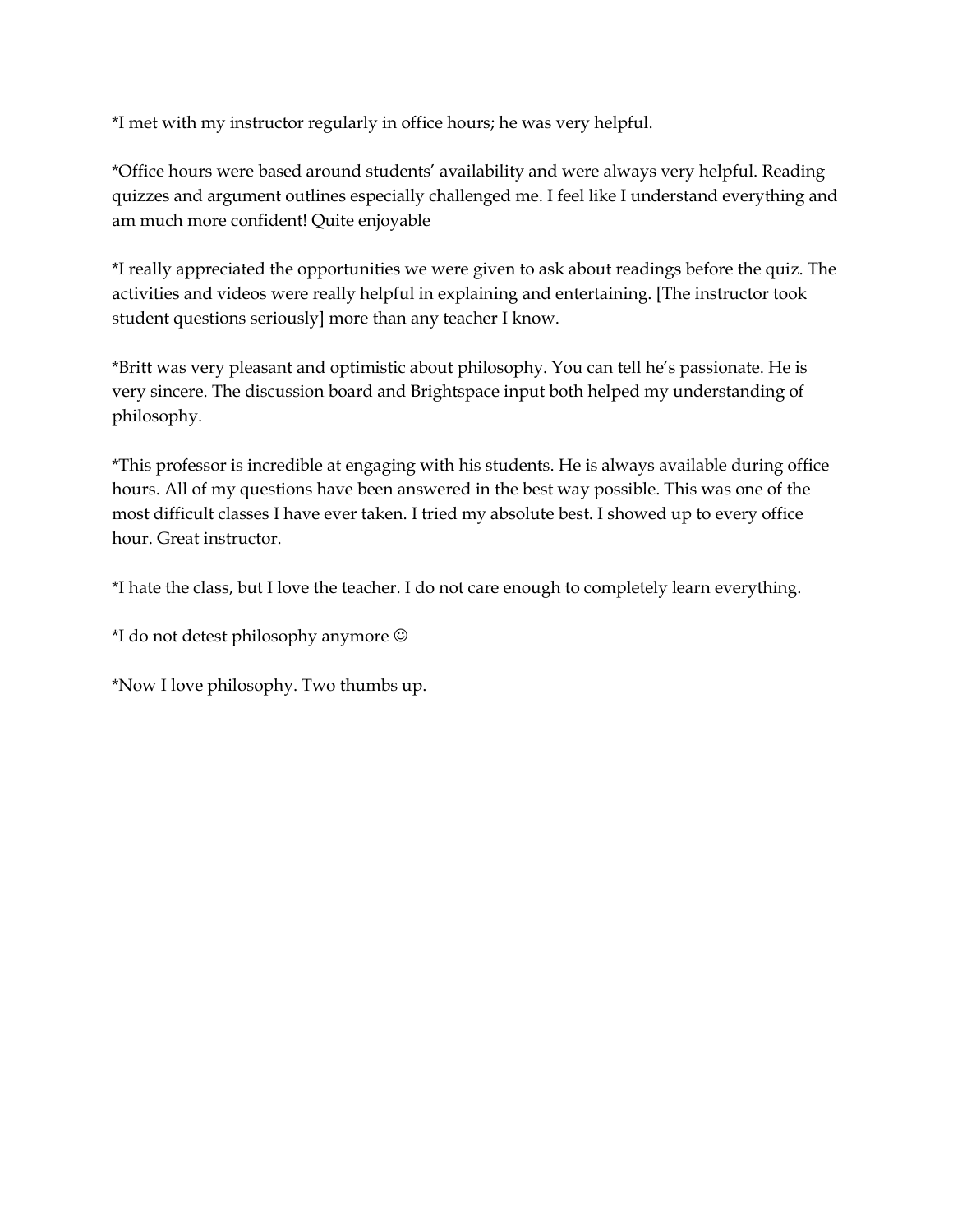*I met with my instructor regularly in office hours; he was very helpful.

*Office hours were based around students' availability and were always very helpful. Reading quizzes and argument outlines especially challenged me. I feel like I understand everything and am much more confident! Quite enjoyable

*I really appreciated the opportunities we were given to ask about readings before the quiz. The activities and videos were really helpful in explaining and entertaining. [The instructor took student questions seriously] more than any teacher I know.

*Britt was very pleasant and optimistic about philosophy. You can tell he's passionate. He is very sincere. The discussion board and Brightspace input both helped my understanding of philosophy.

*This professor is incredible at engaging with his students. He is always available during office hours. All of my questions have been answered in the best way possible. This was one of the most difficult classes I have ever taken. I tried my absolute best. I showed up to every office hour. Great instructor.

*I hate the class, but I love the teacher. I do not care enough to completely learn everything.

*I do not detest philosophy anymore ☺

*Now I love philosophy. Two thumbs up.